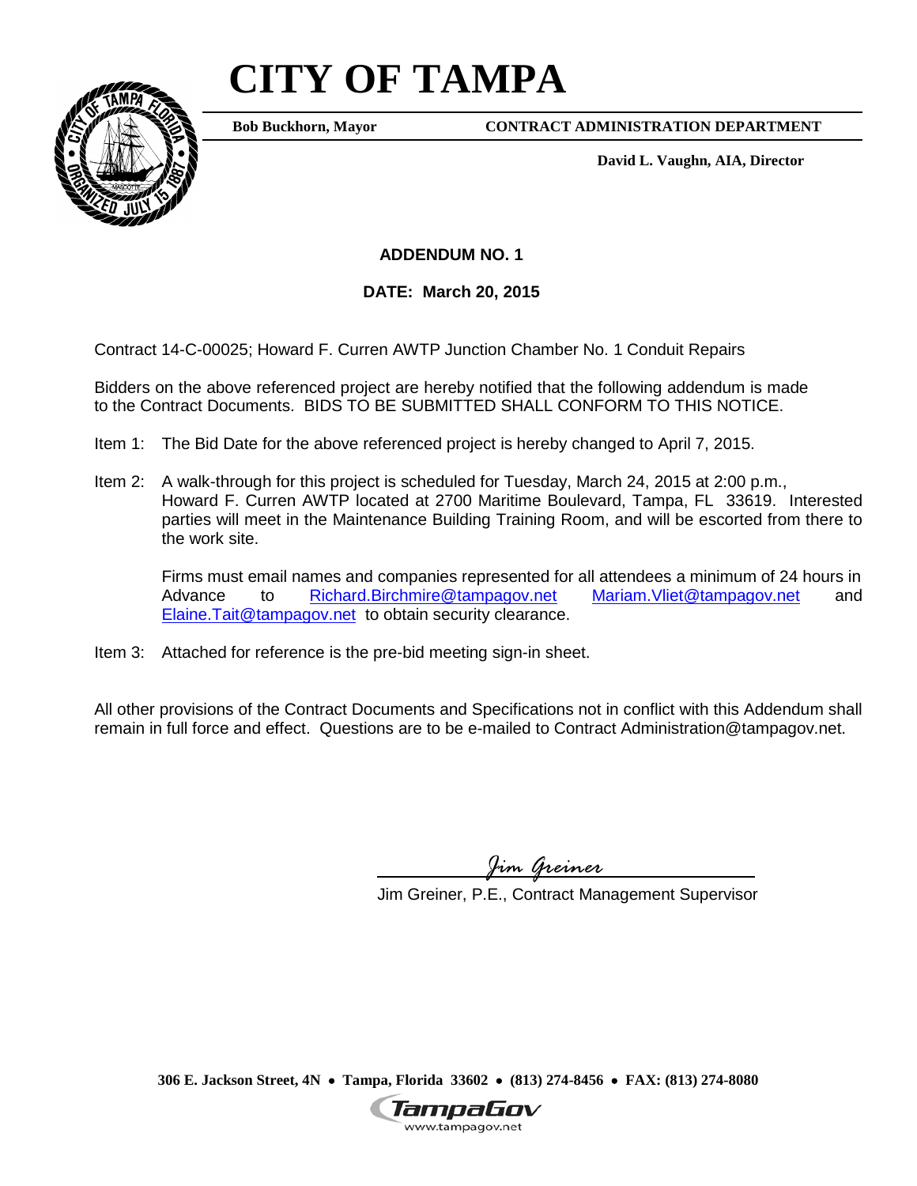# CITY OF TAMPA

**Bob Buckhorn, Mayor** **CONTRACT ADMINISTRATION DEPARTMENT**

**David L. Vaughn, AIA, Director**

**ADDENDUM NO. 1**

**DATE: March 20, 2015**

Contract 14-C-00025; Howard F. Curren AWTP Junction Chamber No. 1 Conduit Repairs

Bidders on the above referenced project are hereby notified that the following addendum is made to the Contract Documents. BIDS TO BE SUBMITTED SHALL CONFORM TO THIS NOTICE.

Item 1: The Bid Date for the above referenced project is hereby changed to April 7, 2015.

Item 2: A walk-through for this project is scheduled for Tuesday, March 24, 2015 at 2:00 p.m., Howard F. Curren AWTP located at 2700 Maritime Boulevard, Tampa, FL 33619. Interested parties will meet in the Maintenance Building Training Room, and will be escorted from there to the work site.

Firms must email names and companies represented for all attendees a minimum of 24 hours in Advance to Richard.Birchmire@tampagov.net Mariam.Vliet@tampagov.net and Elaine.Tait@tampagov.net to obtain security clearance.

Item 3: Attached for reference is the pre-bid meeting sign-in sheet.

All other provisions of the Contract Documents and Specifications not in conflict with this Addendum shall remain in full force and effect. Questions are to be e-mailed to Contract Administration@tampagov.net.

*Jim Greiner*

Jim Greiner, P.E., Contract Management Supervisor

**306 E. Jackson Street, 4N • Tampa, Florida 33602 • (813) 274-8456 • FAX: (813) 274-8080**

TampaGov
www.tampagov.net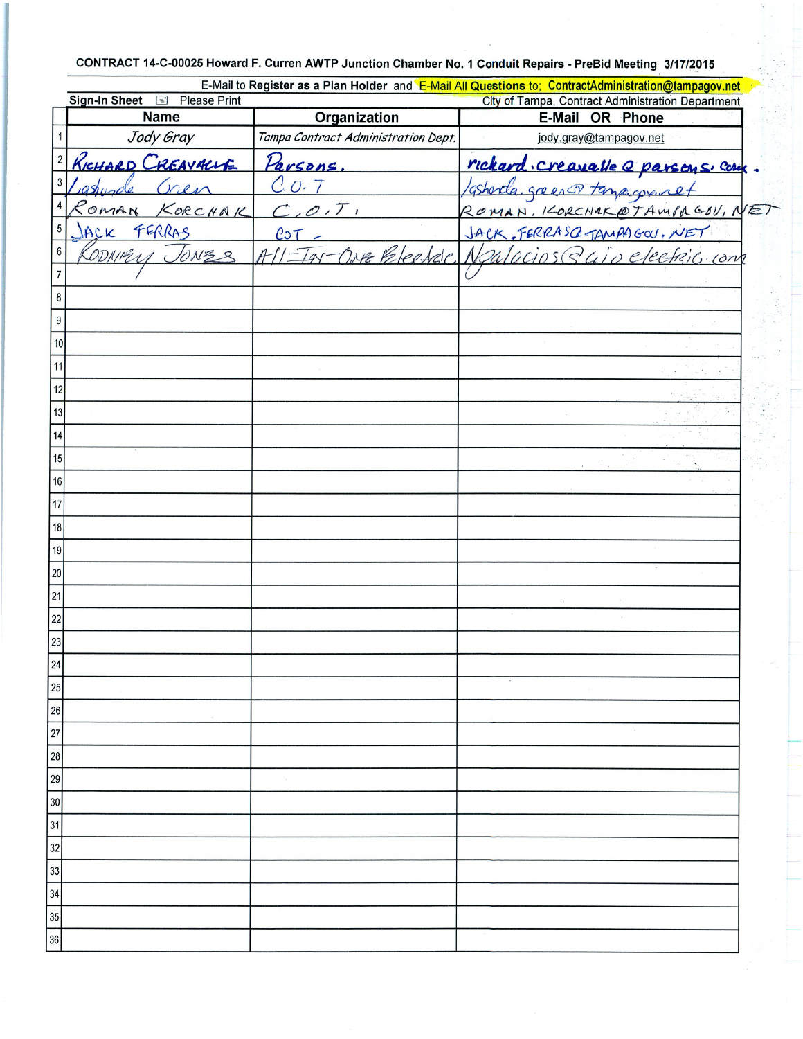**CONTRACT 14-C-00025 Howard F. Curren AWTP Junction Chamber No. 1 Conduit Repairs - PreBid Meeting 3/17/2015**

E-Mail to **Register as a Plan Holder** and **E-Mail All Questions to; ContractAdministration@tampagov.net**

**Sign-In Sheet** Please Print — City of Tampa, Contract Administration Department

| | Name | Organization | E-Mail OR Phone |
|---|---|---|---|
| 1 | Jody Gray | Tampa Contract Administration Dept. | jody.gray@tampagov.net |
| 2 | RICHARD CREAVALLE | Parsons. | richard.creavalle@parsons.com. |
| 3 | Lashunda Green | C.O.T | lashonda.green@tampagov.net |
| 4 | ROMAN KORCHAK | C.O.T. | ROMAN.KORCHAK@TAMPAGOV.NET |
| 5 | JACK FERRAS | COT - | JACK.FERRAS@TAMPAGOV.NET |
| 6 | RODNEY JONES | All-In-One Electric | Npalacios@aio electric.com |
| 7 | | | |
| 8 | | | |
| 9 | | | |
| 10 | | | |
| 11 | | | |
| 12 | | | |
| 13 | | | |
| 14 | | | |
| 15 | | | |
| 16 | | | |
| 17 | | | |
| 18 | | | |
| 19 | | | |
| 20 | | | |
| 21 | | | |
| 22 | | | |
| 23 | | | |
| 24 | | | |
| 25 | | | |
| 26 | | | |
| 27 | | | |
| 28 | | | |
| 29 | | | |
| 30 | | | |
| 31 | | | |
| 32 | | | |
| 33 | | | |
| 34 | | | |
| 35 | | | |
| 36 | | | |